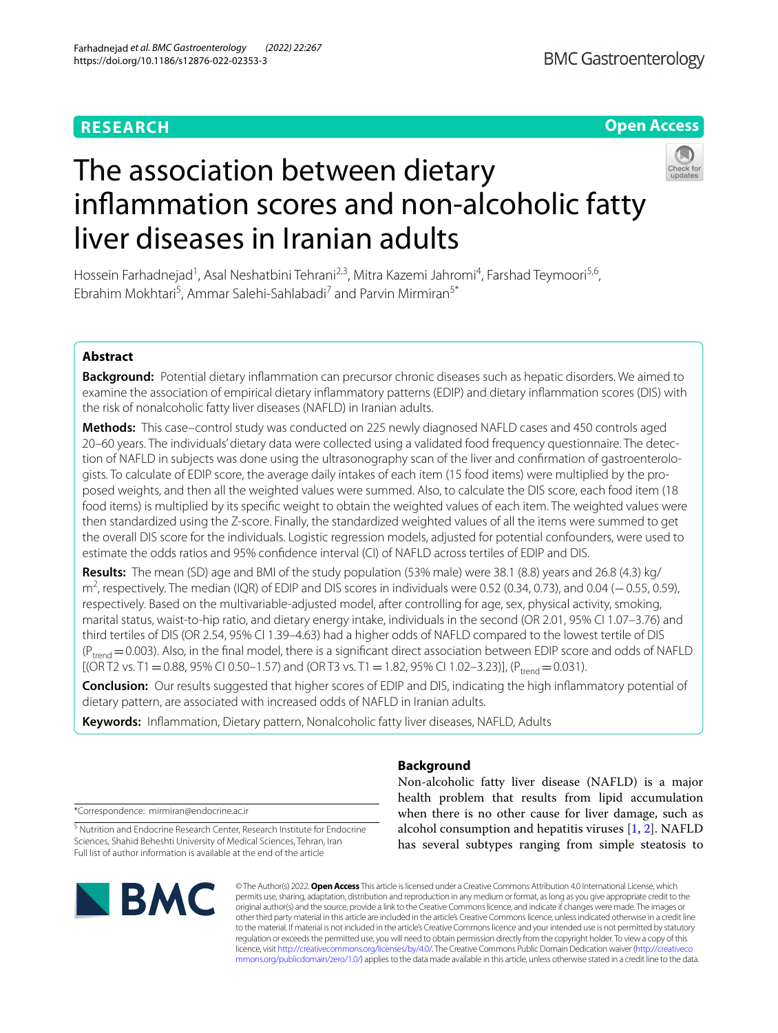RESEARCH

Open Access

# The association between dietary inflammation scores and non-alcoholic fatty liver diseases in Iranian adults

Hossein Farhadnejad[1], Asal Neshatbini Tehrani[2,3], Mitra Kazemi Jahromi[4], Farshad Teymoori[5,6], Ebrahim Mokhtari[5], Ammar Salehi-Sahlabadi[7] and Parvin Mirmiran[5*]

## Abstract

**Background:** Potential dietary inflammation can precursor chronic diseases such as hepatic disorders. We aimed to examine the association of empirical dietary inflammatory patterns (EDIP) and dietary inflammation scores (DIS) with the risk of nonalcoholic fatty liver diseases (NAFLD) in Iranian adults.

**Methods:** This case–control study was conducted on 225 newly diagnosed NAFLD cases and 450 controls aged 20–60 years. The individuals' dietary data were collected using a validated food frequency questionnaire. The detection of NAFLD in subjects was done using the ultrasonography scan of the liver and confirmation of gastroenterologists. To calculate of EDIP score, the average daily intakes of each item (15 food items) were multiplied by the proposed weights, and then all the weighted values were summed. Also, to calculate the DIS score, each food item (18 food items) is multiplied by its specific weight to obtain the weighted values of each item. The weighted values were then standardized using the Z-score. Finally, the standardized weighted values of all the items were summed to get the overall DIS score for the individuals. Logistic regression models, adjusted for potential confounders, were used to estimate the odds ratios and 95% confidence interval (CI) of NAFLD across tertiles of EDIP and DIS.

**Results:** The mean (SD) age and BMI of the study population (53% male) were 38.1 (8.8) years and 26.8 (4.3) kg/m$^2$, respectively. The median (IQR) of EDIP and DIS scores in individuals were 0.52 (0.34, 0.73), and 0.04 (−0.55, 0.59), respectively. Based on the multivariable-adjusted model, after controlling for age, sex, physical activity, smoking, marital status, waist-to-hip ratio, and dietary energy intake, individuals in the second (OR 2.01, 95% CI 1.07–3.76) and third tertiles of DIS (OR 2.54, 95% CI 1.39–4.63) had a higher odds of NAFLD compared to the lowest tertile of DIS ($P_{trend}$ = 0.003). Also, in the final model, there is a significant direct association between EDIP score and odds of NAFLD [(OR T2 vs. T1 = 0.88, 95% CI 0.50–1.57) and (OR T3 vs. T1 = 1.82, 95% CI 1.02–3.23)], ($P_{trend}$ = 0.031).

**Conclusion:** Our results suggested that higher scores of EDIP and DIS, indicating the high inflammatory potential of dietary pattern, are associated with increased odds of NAFLD in Iranian adults.

**Keywords:** Inflammation, Dietary pattern, Nonalcoholic fatty liver diseases, NAFLD, Adults

## Background

Non-alcoholic fatty liver disease (NAFLD) is a major health problem that results from lipid accumulation when there is no other cause for liver damage, such as alcohol consumption and hepatitis viruses [1, 2]. NAFLD has several subtypes ranging from simple steatosis to

*Correspondence: mirmiran@endocrine.ac.ir

[5] Nutrition and Endocrine Research Center, Research Institute for Endocrine Sciences, Shahid Beheshti University of Medical Sciences, Tehran, Iran
Full list of author information is available at the end of the article

© The Author(s) 2022. **Open Access** This article is licensed under a Creative Commons Attribution 4.0 International License, which permits use, sharing, adaptation, distribution and reproduction in any medium or format, as long as you give appropriate credit to the original author(s) and the source, provide a link to the Creative Commons licence, and indicate if changes were made. The images or other third party material in this article are included in the article's Creative Commons licence, unless indicated otherwise in a credit line to the material. If material is not included in the article's Creative Commons licence and your intended use is not permitted by statutory regulation or exceeds the permitted use, you will need to obtain permission directly from the copyright holder. To view a copy of this licence, visit http://creativecommons.org/licenses/by/4.0/. The Creative Commons Public Domain Dedication waiver (http://creativecommons.org/publicdomain/zero/1.0/) applies to the data made available in this article, unless otherwise stated in a credit line to the data.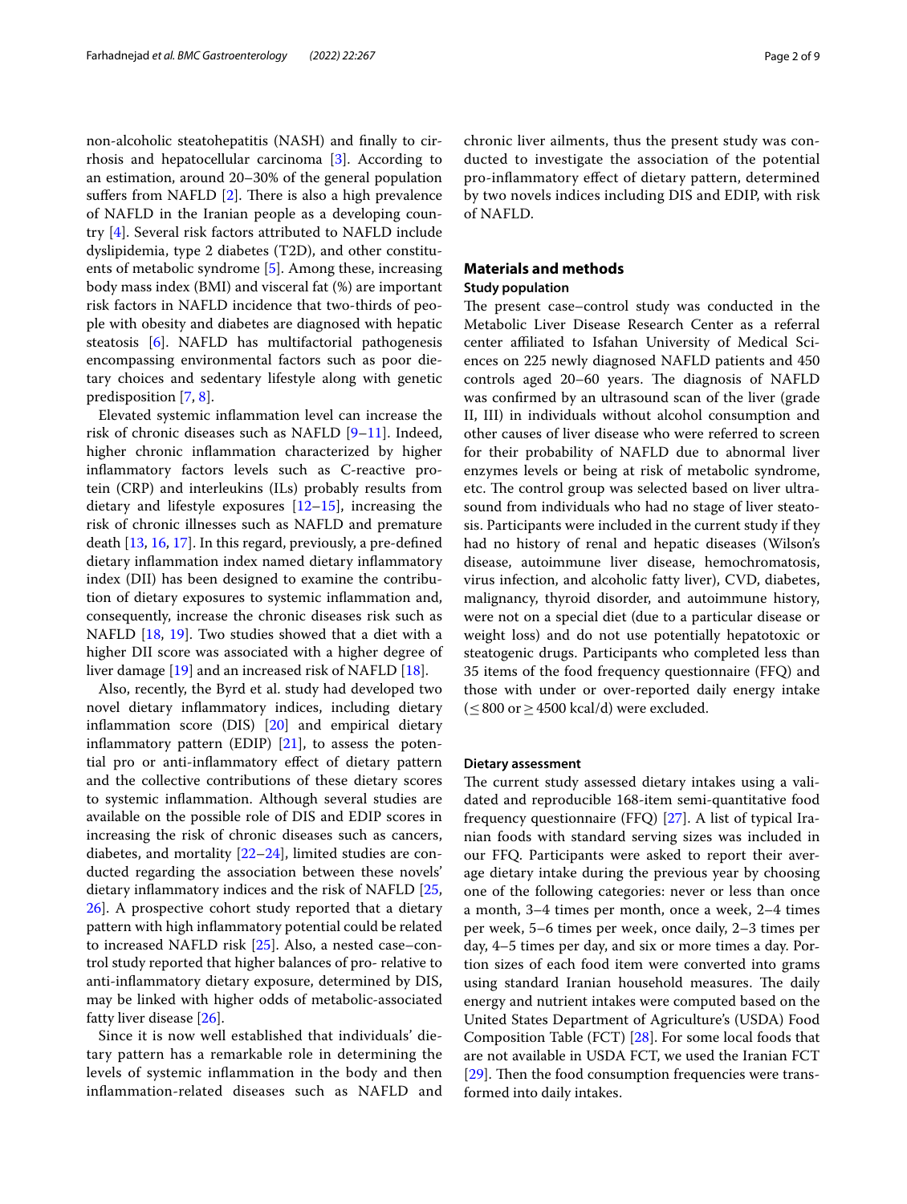non-alcoholic steatohepatitis (NASH) and finally to cirrhosis and hepatocellular carcinoma [3]. According to an estimation, around 20–30% of the general population suffers from NAFLD [2]. There is also a high prevalence of NAFLD in the Iranian people as a developing country [4]. Several risk factors attributed to NAFLD include dyslipidemia, type 2 diabetes (T2D), and other constituents of metabolic syndrome [5]. Among these, increasing body mass index (BMI) and visceral fat (%) are important risk factors in NAFLD incidence that two-thirds of people with obesity and diabetes are diagnosed with hepatic steatosis [6]. NAFLD has multifactorial pathogenesis encompassing environmental factors such as poor dietary choices and sedentary lifestyle along with genetic predisposition [7, 8].

Elevated systemic inflammation level can increase the risk of chronic diseases such as NAFLD [9–11]. Indeed, higher chronic inflammation characterized by higher inflammatory factors levels such as C-reactive protein (CRP) and interleukins (ILs) probably results from dietary and lifestyle exposures [12–15], increasing the risk of chronic illnesses such as NAFLD and premature death [13, 16, 17]. In this regard, previously, a pre-defined dietary inflammation index named dietary inflammatory index (DII) has been designed to examine the contribution of dietary exposures to systemic inflammation and, consequently, increase the chronic diseases risk such as NAFLD [18, 19]. Two studies showed that a diet with a higher DII score was associated with a higher degree of liver damage [19] and an increased risk of NAFLD [18].

Also, recently, the Byrd et al. study had developed two novel dietary inflammatory indices, including dietary inflammation score (DIS) [20] and empirical dietary inflammatory pattern (EDIP) [21], to assess the potential pro or anti-inflammatory effect of dietary pattern and the collective contributions of these dietary scores to systemic inflammation. Although several studies are available on the possible role of DIS and EDIP scores in increasing the risk of chronic diseases such as cancers, diabetes, and mortality [22–24], limited studies are conducted regarding the association between these novels' dietary inflammatory indices and the risk of NAFLD [25, 26]. A prospective cohort study reported that a dietary pattern with high inflammatory potential could be related to increased NAFLD risk [25]. Also, a nested case–control study reported that higher balances of pro- relative to anti-inflammatory dietary exposure, determined by DIS, may be linked with higher odds of metabolic-associated fatty liver disease [26].

Since it is now well established that individuals' dietary pattern has a remarkable role in determining the levels of systemic inflammation in the body and then inflammation-related diseases such as NAFLD and chronic liver ailments, thus the present study was conducted to investigate the association of the potential pro-inflammatory effect of dietary pattern, determined by two novels indices including DIS and EDIP, with risk of NAFLD.

## Materials and methods

### Study population

The present case–control study was conducted in the Metabolic Liver Disease Research Center as a referral center affiliated to Isfahan University of Medical Sciences on 225 newly diagnosed NAFLD patients and 450 controls aged 20–60 years. The diagnosis of NAFLD was confirmed by an ultrasound scan of the liver (grade II, III) in individuals without alcohol consumption and other causes of liver disease who were referred to screen for their probability of NAFLD due to abnormal liver enzymes levels or being at risk of metabolic syndrome, etc. The control group was selected based on liver ultrasound from individuals who had no stage of liver steatosis. Participants were included in the current study if they had no history of renal and hepatic diseases (Wilson's disease, autoimmune liver disease, hemochromatosis, virus infection, and alcoholic fatty liver), CVD, diabetes, malignancy, thyroid disorder, and autoimmune history, were not on a special diet (due to a particular disease or weight loss) and do not use potentially hepatotoxic or steatogenic drugs. Participants who completed less than 35 items of the food frequency questionnaire (FFQ) and those with under or over-reported daily energy intake ($\leq 800$ or $\geq 4500$ kcal/d) were excluded.

### Dietary assessment

The current study assessed dietary intakes using a validated and reproducible 168-item semi-quantitative food frequency questionnaire (FFQ) [27]. A list of typical Iranian foods with standard serving sizes was included in our FFQ. Participants were asked to report their average dietary intake during the previous year by choosing one of the following categories: never or less than once a month, 3–4 times per month, once a week, 2–4 times per week, 5–6 times per week, once daily, 2–3 times per day, 4–5 times per day, and six or more times a day. Portion sizes of each food item were converted into grams using standard Iranian household measures. The daily energy and nutrient intakes were computed based on the United States Department of Agriculture's (USDA) Food Composition Table (FCT) [28]. For some local foods that are not available in USDA FCT, we used the Iranian FCT [29]. Then the food consumption frequencies were transformed into daily intakes.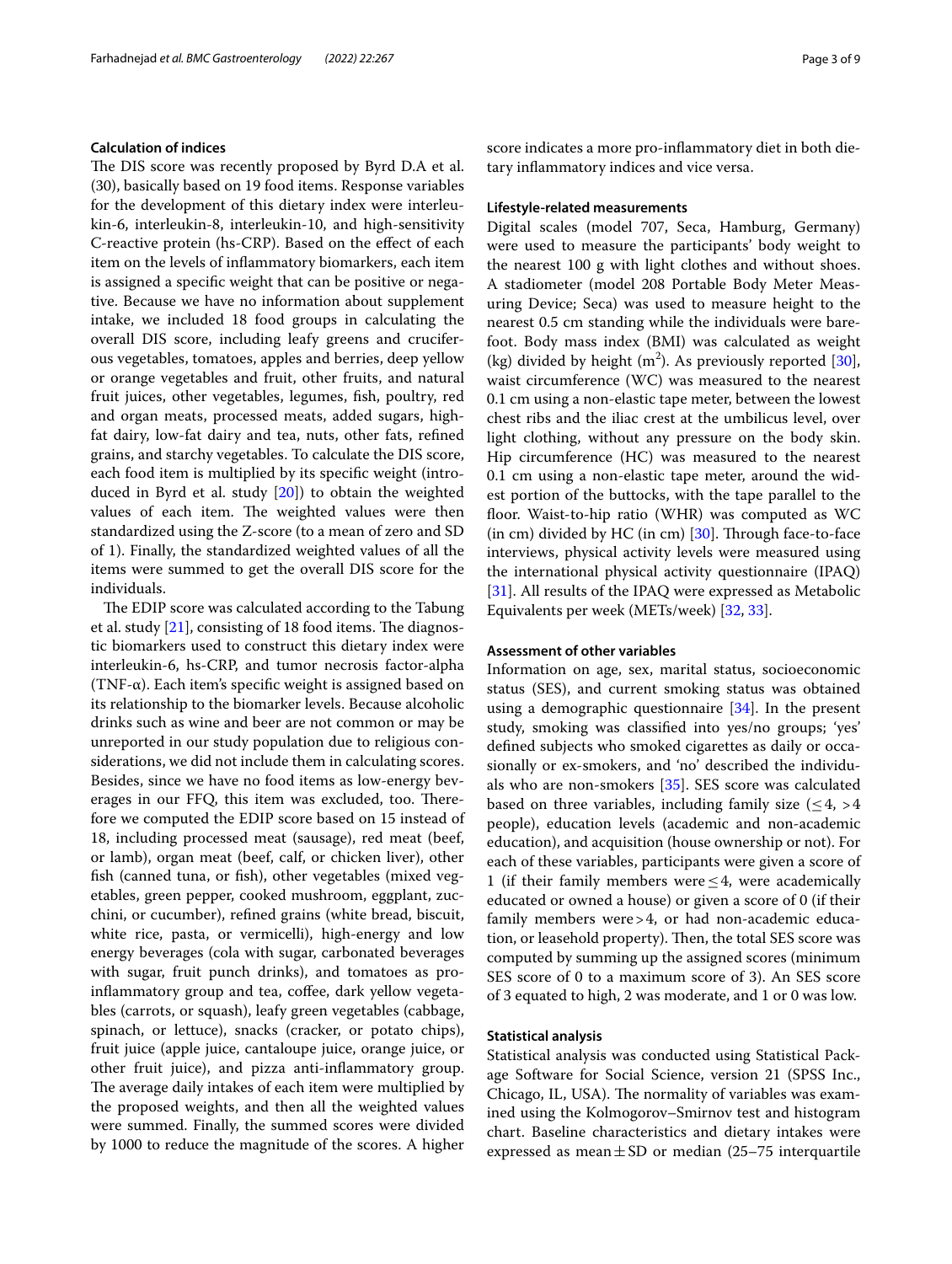### Calculation of indices

The DIS score was recently proposed by Byrd D.A et al. (30), basically based on 19 food items. Response variables for the development of this dietary index were interleukin-6, interleukin-8, interleukin-10, and high-sensitivity C-reactive protein (hs-CRP). Based on the effect of each item on the levels of inflammatory biomarkers, each item is assigned a specific weight that can be positive or negative. Because we have no information about supplement intake, we included 18 food groups in calculating the overall DIS score, including leafy greens and cruciferous vegetables, tomatoes, apples and berries, deep yellow or orange vegetables and fruit, other fruits, and natural fruit juices, other vegetables, legumes, fish, poultry, red and organ meats, processed meats, added sugars, high-fat dairy, low-fat dairy and tea, nuts, other fats, refined grains, and starchy vegetables. To calculate the DIS score, each food item is multiplied by its specific weight (introduced in Byrd et al. study [20]) to obtain the weighted values of each item. The weighted values were then standardized using the Z-score (to a mean of zero and SD of 1). Finally, the standardized weighted values of all the items were summed to get the overall DIS score for the individuals.

The EDIP score was calculated according to the Tabung et al. study [21], consisting of 18 food items. The diagnostic biomarkers used to construct this dietary index were interleukin-6, hs-CRP, and tumor necrosis factor-alpha (TNF-α). Each item's specific weight is assigned based on its relationship to the biomarker levels. Because alcoholic drinks such as wine and beer are not common or may be unreported in our study population due to religious considerations, we did not include them in calculating scores. Besides, since we have no food items as low-energy beverages in our FFQ, this item was excluded, too. Therefore we computed the EDIP score based on 15 instead of 18, including processed meat (sausage), red meat (beef, or lamb), organ meat (beef, calf, or chicken liver), other fish (canned tuna, or fish), other vegetables (mixed vegetables, green pepper, cooked mushroom, eggplant, zucchini, or cucumber), refined grains (white bread, biscuit, white rice, pasta, or vermicelli), high-energy and low energy beverages (cola with sugar, carbonated beverages with sugar, fruit punch drinks), and tomatoes as pro-inflammatory group and tea, coffee, dark yellow vegetables (carrots, or squash), leafy green vegetables (cabbage, spinach, or lettuce), snacks (cracker, or potato chips), fruit juice (apple juice, cantaloupe juice, orange juice, or other fruit juice), and pizza anti-inflammatory group. The average daily intakes of each item were multiplied by the proposed weights, and then all the weighted values were summed. Finally, the summed scores were divided by 1000 to reduce the magnitude of the scores. A higher score indicates a more pro-inflammatory diet in both dietary inflammatory indices and vice versa.

### Lifestyle-related measurements

Digital scales (model 707, Seca, Hamburg, Germany) were used to measure the participants' body weight to the nearest 100 g with light clothes and without shoes. A stadiometer (model 208 Portable Body Meter Measuring Device; Seca) was used to measure height to the nearest 0.5 cm standing while the individuals were barefoot. Body mass index (BMI) was calculated as weight (kg) divided by height ($m^2$). As previously reported [30], waist circumference (WC) was measured to the nearest 0.1 cm using a non-elastic tape meter, between the lowest chest ribs and the iliac crest at the umbilicus level, over light clothing, without any pressure on the body skin. Hip circumference (HC) was measured to the nearest 0.1 cm using a non-elastic tape meter, around the widest portion of the buttocks, with the tape parallel to the floor. Waist-to-hip ratio (WHR) was computed as WC (in cm) divided by HC (in cm) [30]. Through face-to-face interviews, physical activity levels were measured using the international physical activity questionnaire (IPAQ) [31]. All results of the IPAQ were expressed as Metabolic Equivalents per week (METs/week) [32, 33].

### Assessment of other variables

Information on age, sex, marital status, socioeconomic status (SES), and current smoking status was obtained using a demographic questionnaire [34]. In the present study, smoking was classified into yes/no groups; 'yes' defined subjects who smoked cigarettes as daily or occasionally or ex-smokers, and 'no' described the individuals who are non-smokers [35]. SES score was calculated based on three variables, including family size ($\leq 4$, $>4$ people), education levels (academic and non-academic education), and acquisition (house ownership or not). For each of these variables, participants were given a score of 1 (if their family members were $\leq 4$, were academically educated or owned a house) or given a score of 0 (if their family members were $>4$, or had non-academic education, or leasehold property). Then, the total SES score was computed by summing up the assigned scores (minimum SES score of 0 to a maximum score of 3). An SES score of 3 equated to high, 2 was moderate, and 1 or 0 was low.

### Statistical analysis

Statistical analysis was conducted using Statistical Package Software for Social Science, version 21 (SPSS Inc., Chicago, IL, USA). The normality of variables was examined using the Kolmogorov–Smirnov test and histogram chart. Baseline characteristics and dietary intakes were expressed as mean ± SD or median (25–75 interquartile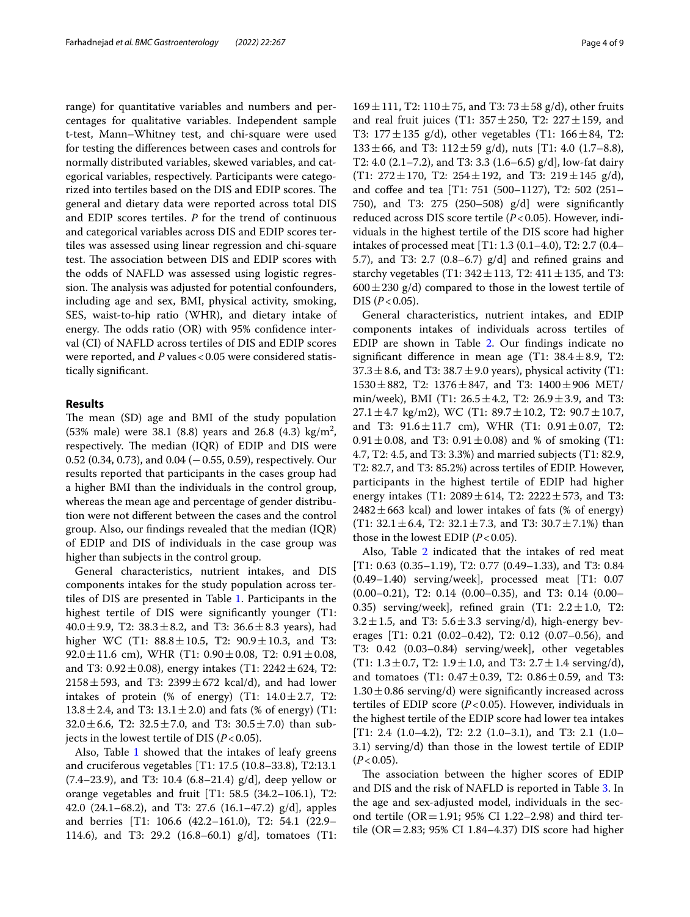range) for quantitative variables and numbers and percentages for qualitative variables. Independent sample t-test, Mann–Whitney test, and chi-square were used for testing the differences between cases and controls for normally distributed variables, skewed variables, and categorical variables, respectively. Participants were categorized into tertiles based on the DIS and EDIP scores. The general and dietary data were reported across total DIS and EDIP scores tertiles. *P* for the trend of continuous and categorical variables across DIS and EDIP scores tertiles was assessed using linear regression and chi-square test. The association between DIS and EDIP scores with the odds of NAFLD was assessed using logistic regression. The analysis was adjusted for potential confounders, including age and sex, BMI, physical activity, smoking, SES, waist-to-hip ratio (WHR), and dietary intake of energy. The odds ratio (OR) with 95% confidence interval (CI) of NAFLD across tertiles of DIS and EDIP scores were reported, and *P* values < 0.05 were considered statistically significant.

## Results

The mean (SD) age and BMI of the study population (53% male) were 38.1 (8.8) years and 26.8 (4.3) kg/m$^2$, respectively. The median (IQR) of EDIP and DIS were 0.52 (0.34, 0.73), and 0.04 (−0.55, 0.59), respectively. Our results reported that participants in the cases group had a higher BMI than the individuals in the control group, whereas the mean age and percentage of gender distribution were not different between the cases and the control group. Also, our findings revealed that the median (IQR) of EDIP and DIS of individuals in the case group was higher than subjects in the control group.

General characteristics, nutrient intakes, and DIS components intakes for the study population across tertiles of DIS are presented in Table 1. Participants in the highest tertile of DIS were significantly younger (T1: 40.0 ± 9.9, T2: 38.3 ± 8.2, and T3: 36.6 ± 8.3 years), had higher WC (T1: 88.8 ± 10.5, T2: 90.9 ± 10.3, and T3: 92.0 ± 11.6 cm), WHR (T1: 0.90 ± 0.08, T2: 0.91 ± 0.08, and T3: 0.92 ± 0.08), energy intakes (T1: 2242 ± 624, T2: 2158 ± 593, and T3: 2399 ± 672 kcal/d), and had lower intakes of protein (% of energy) (T1: 14.0 ± 2.7, T2: 13.8 ± 2.4, and T3: 13.1 ± 2.0) and fats (% of energy) (T1: 32.0 ± 6.6, T2: 32.5 ± 7.0, and T3: 30.5 ± 7.0) than subjects in the lowest tertile of DIS (*P* < 0.05).

Also, Table 1 showed that the intakes of leafy greens and cruciferous vegetables [T1: 17.5 (10.8–33.8), T2:13.1 (7.4–23.9), and T3: 10.4 (6.8–21.4) g/d], deep yellow or orange vegetables and fruit [T1: 58.5 (34.2–106.1), T2: 42.0 (24.1–68.2), and T3: 27.6 (16.1–47.2) g/d], apples and berries [T1: 106.6 (42.2–161.0), T2: 54.1 (22.9–114.6), and T3: 29.2 (16.8–60.1) g/d], tomatoes (T1: 169 ± 111, T2: 110 ± 75, and T3: 73 ± 58 g/d), other fruits and real fruit juices (T1: 357 ± 250, T2: 227 ± 159, and T3: 177 ± 135 g/d), other vegetables (T1: 166 ± 84, T2: 133 ± 66, and T3: 112 ± 59 g/d), nuts [T1: 4.0 (1.7–8.8), T2: 4.0 (2.1–7.2), and T3: 3.3 (1.6–6.5) g/d], low-fat dairy (T1: 272 ± 170, T2: 254 ± 192, and T3: 219 ± 145 g/d), and coffee and tea [T1: 751 (500–1127), T2: 502 (251–750), and T3: 275 (250–508) g/d] were significantly reduced across DIS score tertile (*P* < 0.05). However, individuals in the highest tertile of the DIS score had higher intakes of processed meat [T1: 1.3 (0.1–4.0), T2: 2.7 (0.4–5.7), and T3: 2.7 (0.8–6.7) g/d] and refined grains and starchy vegetables (T1: 342 ± 113, T2: 411 ± 135, and T3: 600 ± 230 g/d) compared to those in the lowest tertile of DIS (*P* < 0.05).

General characteristics, nutrient intakes, and EDIP components intakes of individuals across tertiles of EDIP are shown in Table 2. Our findings indicate no significant difference in mean age (T1: 38.4 ± 8.9, T2: 37.3 ± 8.6, and T3: 38.7 ± 9.0 years), physical activity (T1: 1530 ± 882, T2: 1376 ± 847, and T3: 1400 ± 906 MET/min/week), BMI (T1: 26.5 ± 4.2, T2: 26.9 ± 3.9, and T3: 27.1 ± 4.7 kg/m2), WC (T1: 89.7 ± 10.2, T2: 90.7 ± 10.7, and T3: 91.6 ± 11.7 cm), WHR (T1: 0.91 ± 0.07, T2: 0.91 ± 0.08, and T3: 0.91 ± 0.08) and % of smoking (T1: 4.7, T2: 4.5, and T3: 3.3%) and married subjects (T1: 82.9, T2: 82.7, and T3: 85.2%) across tertiles of EDIP. However, participants in the highest tertile of EDIP had higher energy intakes (T1: 2089 ± 614, T2: 2222 ± 573, and T3: 2482 ± 663 kcal) and lower intakes of fats (% of energy) (T1: 32.1 ± 6.4, T2: 32.1 ± 7.3, and T3: 30.7 ± 7.1%) than those in the lowest EDIP (*P* < 0.05).

Also, Table 2 indicated that the intakes of red meat [T1: 0.63 (0.35–1.19), T2: 0.77 (0.49–1.33), and T3: 0.84 (0.49–1.40) serving/week], processed meat [T1: 0.07 (0.00–0.21), T2: 0.14 (0.00–0.35), and T3: 0.14 (0.00–0.35) serving/week], refined grain (T1: 2.2 ± 1.0, T2: 3.2 ± 1.5, and T3: 5.6 ± 3.3 serving/d), high-energy beverages [T1: 0.21 (0.02–0.42), T2: 0.12 (0.07–0.56), and T3: 0.42 (0.03–0.84) serving/week], other vegetables (T1: 1.3 ± 0.7, T2: 1.9 ± 1.0, and T3: 2.7 ± 1.4 serving/d), and tomatoes (T1: 0.47 ± 0.39, T2: 0.86 ± 0.59, and T3: 1.30 ± 0.86 serving/d) were significantly increased across tertiles of EDIP score (*P* < 0.05). However, individuals in the highest tertile of the EDIP score had lower tea intakes [T1: 2.4 (1.0–4.2), T2: 2.2 (1.0–3.1), and T3: 2.1 (1.0–3.1) serving/d) than those in the lowest tertile of EDIP (*P* < 0.05).

The association between the higher scores of EDIP and DIS and the risk of NAFLD is reported in Table 3. In the age and sex-adjusted model, individuals in the second tertile (OR = 1.91; 95% CI 1.22–2.98) and third tertile (OR = 2.83; 95% CI 1.84–4.37) DIS score had higher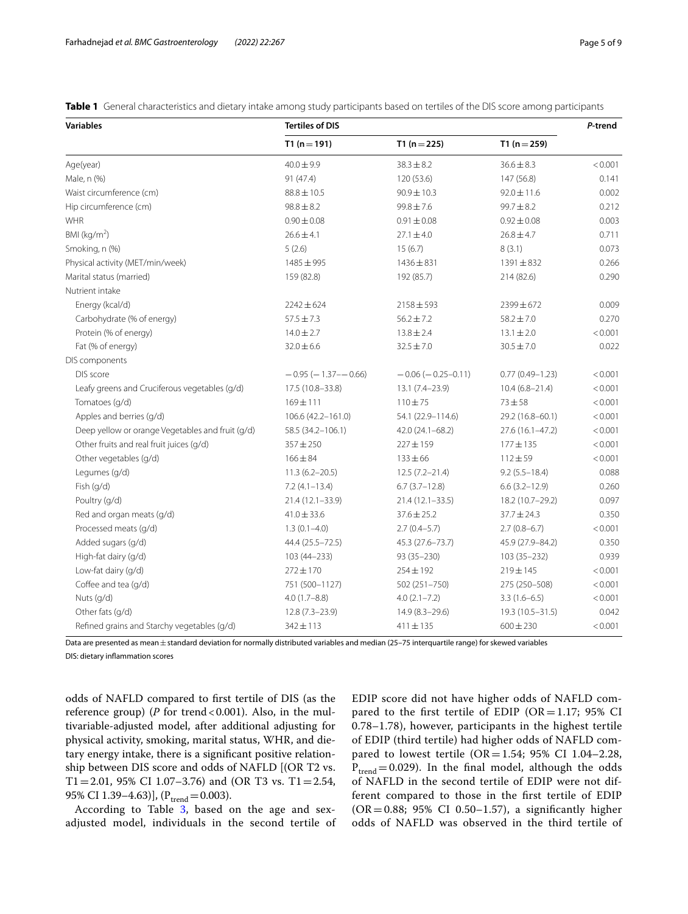**Table 1** General characteristics and dietary intake among study participants based on tertiles of the DIS score among participants

| Variables | Tertiles of DIS | | | *P*-trend |
|---|---|---|---|---|
| | T1 (n = 191) | T1 (n = 225) | T1 (n = 259) | |
| Age(year) | 40.0 ± 9.9 | 38.3 ± 8.2 | 36.6 ± 8.3 | < 0.001 |
| Male, n (%) | 91 (47.4) | 120 (53.6) | 147 (56.8) | 0.141 |
| Waist circumference (cm) | 88.8 ± 10.5 | 90.9 ± 10.3 | 92.0 ± 11.6 | 0.002 |
| Hip circumference (cm) | 98.8 ± 8.2 | 99.8 ± 7.6 | 99.7 ± 8.2 | 0.212 |
| WHR | 0.90 ± 0.08 | 0.91 ± 0.08 | 0.92 ± 0.08 | 0.003 |
| BMI (kg/m$^2$) | 26.6 ± 4.1 | 27.1 ± 4.0 | 26.8 ± 4.7 | 0.711 |
| Smoking, n (%) | 5 (2.6) | 15 (6.7) | 8 (3.1) | 0.073 |
| Physical activity (MET/min/week) | 1485 ± 995 | 1436 ± 831 | 1391 ± 832 | 0.266 |
| Marital status (married) | 159 (82.8) | 192 (85.7) | 214 (82.6) | 0.290 |
| Nutrient intake | | | | |
| Energy (kcal/d) | 2242 ± 624 | 2158 ± 593 | 2399 ± 672 | 0.009 |
| Carbohydrate (% of energy) | 57.5 ± 7.3 | 56.2 ± 7.2 | 58.2 ± 7.0 | 0.270 |
| Protein (% of energy) | 14.0 ± 2.7 | 13.8 ± 2.4 | 13.1 ± 2.0 | < 0.001 |
| Fat (% of energy) | 32.0 ± 6.6 | 32.5 ± 7.0 | 30.5 ± 7.0 | 0.022 |
| DIS components | | | | |
| DIS score | − 0.95 (− 1.37–− 0.66) | − 0.06 (− 0.25–0.11) | 0.77 (0.49–1.23) | < 0.001 |
| Leafy greens and Cruciferous vegetables (g/d) | 17.5 (10.8–33.8) | 13.1 (7.4–23.9) | 10.4 (6.8–21.4) | < 0.001 |
| Tomatoes (g/d) | 169 ± 111 | 110 ± 75 | 73 ± 58 | < 0.001 |
| Apples and berries (g/d) | 106.6 (42.2–161.0) | 54.1 (22.9–114.6) | 29.2 (16.8–60.1) | < 0.001 |
| Deep yellow or orange Vegetables and fruit (g/d) | 58.5 (34.2–106.1) | 42.0 (24.1–68.2) | 27.6 (16.1–47.2) | < 0.001 |
| Other fruits and real fruit juices (g/d) | 357 ± 250 | 227 ± 159 | 177 ± 135 | < 0.001 |
| Other vegetables (g/d) | 166 ± 84 | 133 ± 66 | 112 ± 59 | < 0.001 |
| Legumes (g/d) | 11.3 (6.2–20.5) | 12.5 (7.2–21.4) | 9.2 (5.5–18.4) | 0.088 |
| Fish (g/d) | 7.2 (4.1–13.4) | 6.7 (3.7–12.8) | 6.6 (3.2–12.9) | 0.260 |
| Poultry (g/d) | 21.4 (12.1–33.9) | 21.4 (12.1–33.5) | 18.2 (10.7–29.2) | 0.097 |
| Red and organ meats (g/d) | 41.0 ± 33.6 | 37.6 ± 25.2 | 37.7 ± 24.3 | 0.350 |
| Processed meats (g/d) | 1.3 (0.1–4.0) | 2.7 (0.4–5.7) | 2.7 (0.8–6.7) | < 0.001 |
| Added sugars (g/d) | 44.4 (25.5–72.5) | 45.3 (27.6–73.7) | 45.9 (27.9–84.2) | 0.350 |
| High-fat dairy (g/d) | 103 (44–233) | 93 (35–230) | 103 (35–232) | 0.939 |
| Low-fat dairy (g/d) | 272 ± 170 | 254 ± 192 | 219 ± 145 | < 0.001 |
| Coffee and tea (g/d) | 751 (500–1127) | 502 (251–750) | 275 (250–508) | < 0.001 |
| Nuts (g/d) | 4.0 (1.7–8.8) | 4.0 (2.1–7.2) | 3.3 (1.6–6.5) | < 0.001 |
| Other fats (g/d) | 12.8 (7.3–23.9) | 14.9 (8.3–29.6) | 19.3 (10.5–31.5) | 0.042 |
| Refined grains and Starchy vegetables (g/d) | 342 ± 113 | 411 ± 135 | 600 ± 230 | < 0.001 |

Data are presented as mean ± standard deviation for normally distributed variables and median (25–75 interquartile range) for skewed variables

DIS: dietary inflammation scores

odds of NAFLD compared to first tertile of DIS (as the reference group) (*P* for trend < 0.001). Also, in the multivariable-adjusted model, after additional adjusting for physical activity, smoking, marital status, WHR, and dietary energy intake, there is a significant positive relationship between DIS score and odds of NAFLD [(OR T2 vs. T1 = 2.01, 95% CI 1.07–3.76) and (OR T3 vs. T1 = 2.54, 95% CI 1.39–4.63)], ($P_{trend}$ = 0.003).

According to Table 3, based on the age and sex-adjusted model, individuals in the second tertile of EDIP score did not have higher odds of NAFLD compared to the first tertile of EDIP (OR = 1.17; 95% CI 0.78–1.78), however, participants in the highest tertile of EDIP (third tertile) had higher odds of NAFLD compared to lowest tertile (OR = 1.54; 95% CI 1.04–2.28, $P_{trend}$ = 0.029). In the final model, although the odds of NAFLD in the second tertile of EDIP were not different compared to those in the first tertile of EDIP (OR = 0.88; 95% CI 0.50–1.57), a significantly higher odds of NAFLD was observed in the third tertile of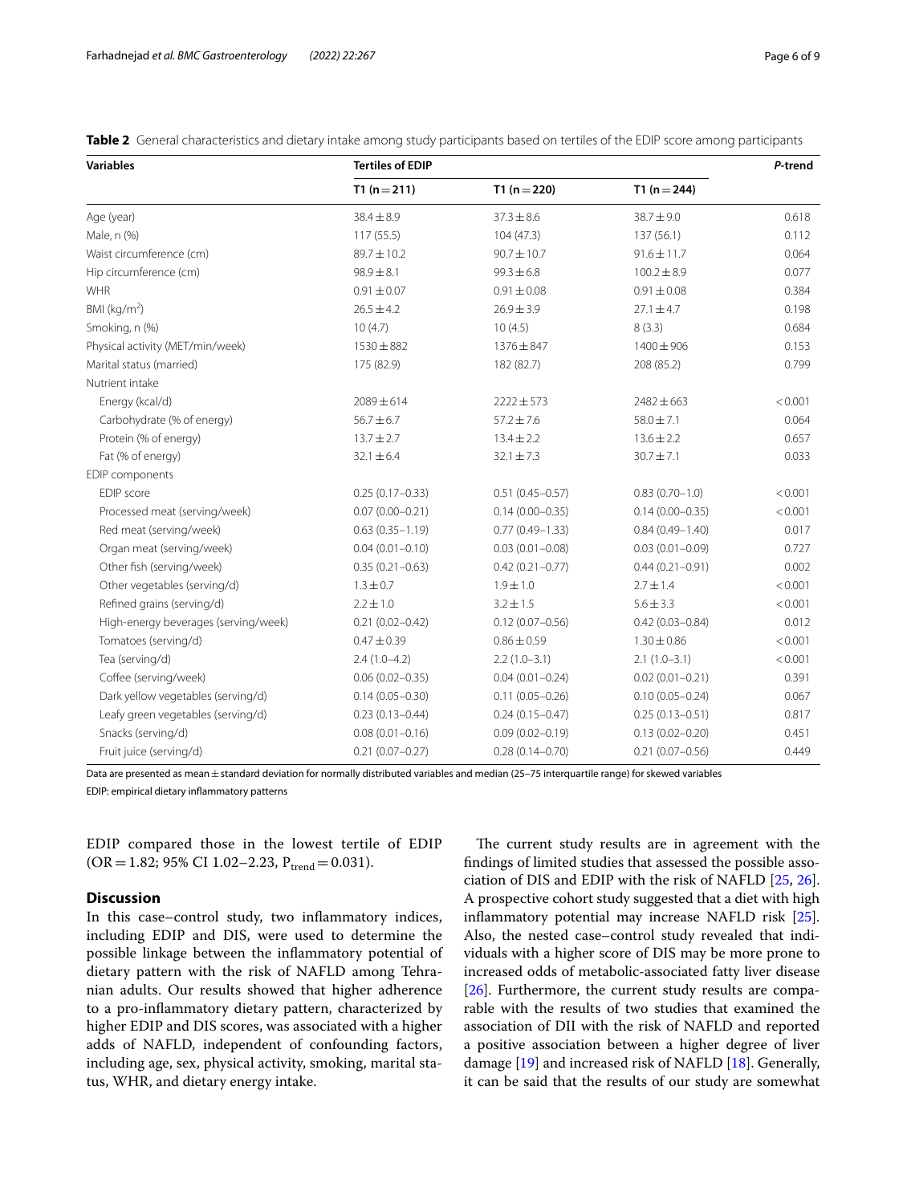**Table 2** General characteristics and dietary intake among study participants based on tertiles of the EDIP score among participants

| Variables | Tertiles of EDIP | | | *P*-trend |
|---|---|---|---|---|
| | T1 (n = 211) | T1 (n = 220) | T1 (n = 244) | |
| Age (year) | 38.4 ± 8.9 | 37.3 ± 8.6 | 38.7 ± 9.0 | 0.618 |
| Male, n (%) | 117 (55.5) | 104 (47.3) | 137 (56.1) | 0.112 |
| Waist circumference (cm) | 89.7 ± 10.2 | 90.7 ± 10.7 | 91.6 ± 11.7 | 0.064 |
| Hip circumference (cm) | 98.9 ± 8.1 | 99.3 ± 6.8 | 100.2 ± 8.9 | 0.077 |
| WHR | 0.91 ± 0.07 | 0.91 ± 0.08 | 0.91 ± 0.08 | 0.384 |
| BMI (kg/m$^2$) | 26.5 ± 4.2 | 26.9 ± 3.9 | 27.1 ± 4.7 | 0.198 |
| Smoking, n (%) | 10 (4.7) | 10 (4.5) | 8 (3.3) | 0.684 |
| Physical activity (MET/min/week) | 1530 ± 882 | 1376 ± 847 | 1400 ± 906 | 0.153 |
| Marital status (married) | 175 (82.9) | 182 (82.7) | 208 (85.2) | 0.799 |
| Nutrient intake | | | | |
| Energy (kcal/d) | 2089 ± 614 | 2222 ± 573 | 2482 ± 663 | < 0.001 |
| Carbohydrate (% of energy) | 56.7 ± 6.7 | 57.2 ± 7.6 | 58.0 ± 7.1 | 0.064 |
| Protein (% of energy) | 13.7 ± 2.7 | 13.4 ± 2.2 | 13.6 ± 2.2 | 0.657 |
| Fat (% of energy) | 32.1 ± 6.4 | 32.1 ± 7.3 | 30.7 ± 7.1 | 0.033 |
| EDIP components | | | | |
| EDIP score | 0.25 (0.17–0.33) | 0.51 (0.45–0.57) | 0.83 (0.70–1.0) | < 0.001 |
| Processed meat (serving/week) | 0.07 (0.00–0.21) | 0.14 (0.00–0.35) | 0.14 (0.00–0.35) | < 0.001 |
| Red meat (serving/week) | 0.63 (0.35–1.19) | 0.77 (0.49–1.33) | 0.84 (0.49–1.40) | 0.017 |
| Organ meat (serving/week) | 0.04 (0.01–0.10) | 0.03 (0.01–0.08) | 0.03 (0.01–0.09) | 0.727 |
| Other fish (serving/week) | 0.35 (0.21–0.63) | 0.42 (0.21–0.77) | 0.44 (0.21–0.91) | 0.002 |
| Other vegetables (serving/d) | 1.3 ± 0.7 | 1.9 ± 1.0 | 2.7 ± 1.4 | < 0.001 |
| Refined grains (serving/d) | 2.2 ± 1.0 | 3.2 ± 1.5 | 5.6 ± 3.3 | < 0.001 |
| High-energy beverages (serving/week) | 0.21 (0.02–0.42) | 0.12 (0.07–0.56) | 0.42 (0.03–0.84) | 0.012 |
| Tomatoes (serving/d) | 0.47 ± 0.39 | 0.86 ± 0.59 | 1.30 ± 0.86 | < 0.001 |
| Tea (serving/d) | 2.4 (1.0–4.2) | 2.2 (1.0–3.1) | 2.1 (1.0–3.1) | < 0.001 |
| Coffee (serving/week) | 0.06 (0.02–0.35) | 0.04 (0.01–0.24) | 0.02 (0.01–0.21) | 0.391 |
| Dark yellow vegetables (serving/d) | 0.14 (0.05–0.30) | 0.11 (0.05–0.26) | 0.10 (0.05–0.24) | 0.067 |
| Leafy green vegetables (serving/d) | 0.23 (0.13–0.44) | 0.24 (0.15–0.47) | 0.25 (0.13–0.51) | 0.817 |
| Snacks (serving/d) | 0.08 (0.01–0.16) | 0.09 (0.02–0.19) | 0.13 (0.02–0.20) | 0.451 |
| Fruit juice (serving/d) | 0.21 (0.07–0.27) | 0.28 (0.14–0.70) | 0.21 (0.07–0.56) | 0.449 |

Data are presented as mean ± standard deviation for normally distributed variables and median (25–75 interquartile range) for skewed variables

EDIP: empirical dietary inflammatory patterns

EDIP compared those in the lowest tertile of EDIP (OR = 1.82; 95% CI 1.02–2.23, $P_{trend}$ = 0.031).

## Discussion

In this case–control study, two inflammatory indices, including EDIP and DIS, were used to determine the possible linkage between the inflammatory potential of dietary pattern with the risk of NAFLD among Tehranian adults. Our results showed that higher adherence to a pro-inflammatory dietary pattern, characterized by higher EDIP and DIS scores, was associated with a higher adds of NAFLD, independent of confounding factors, including age, sex, physical activity, smoking, marital status, WHR, and dietary energy intake.

The current study results are in agreement with the findings of limited studies that assessed the possible association of DIS and EDIP with the risk of NAFLD [25, 26]. A prospective cohort study suggested that a diet with high inflammatory potential may increase NAFLD risk [25]. Also, the nested case–control study revealed that individuals with a higher score of DIS may be more prone to increased odds of metabolic-associated fatty liver disease [26]. Furthermore, the current study results are comparable with the results of two studies that examined the association of DII with the risk of NAFLD and reported a positive association between a higher degree of liver damage [19] and increased risk of NAFLD [18]. Generally, it can be said that the results of our study are somewhat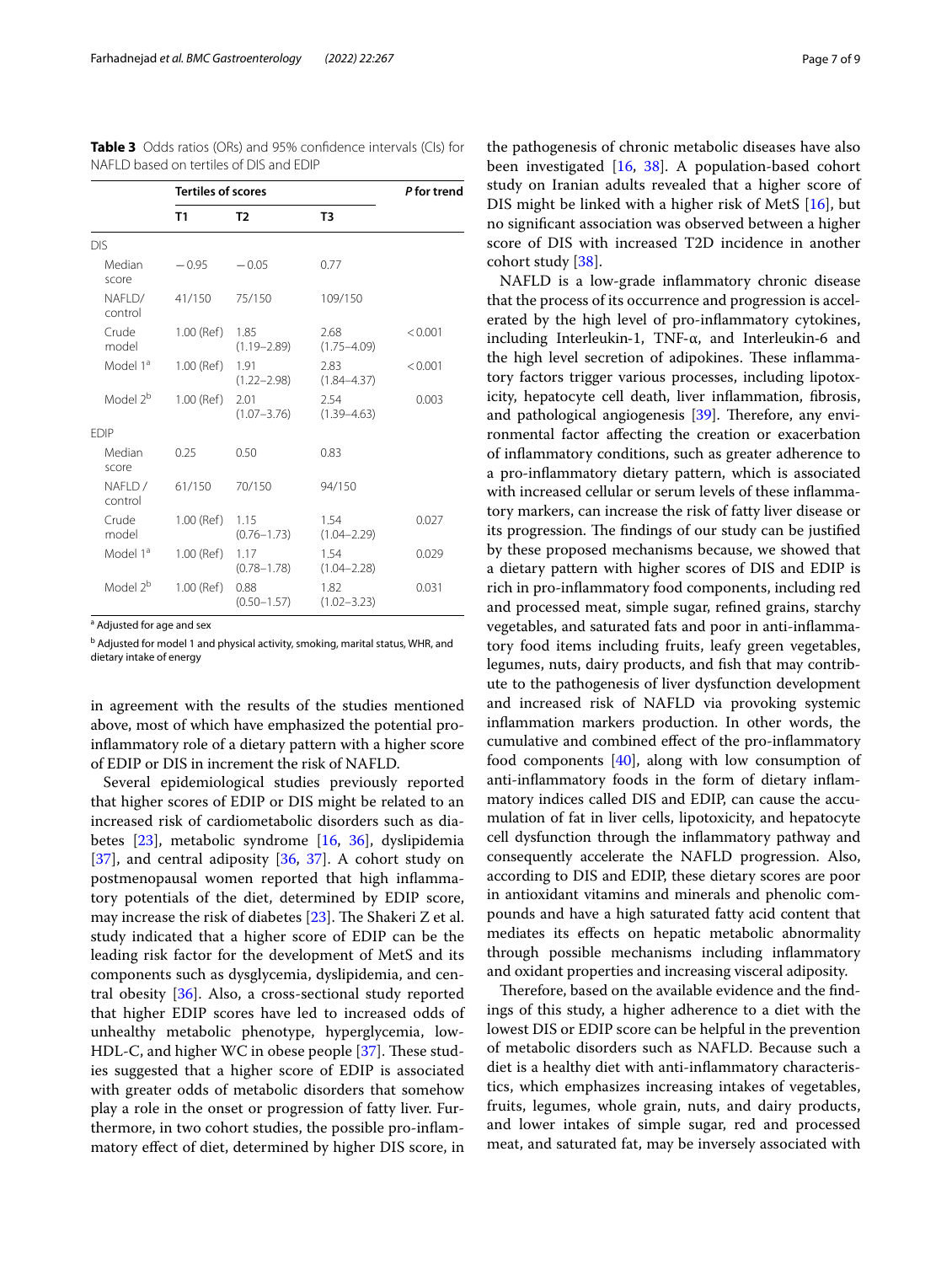**Table 3** Odds ratios (ORs) and 95% confidence intervals (CIs) for NAFLD based on tertiles of DIS and EDIP

| | Tertiles of scores | | | *P* for trend |
|---|---|---|---|---|
| | T1 | T2 | T3 | |
| DIS | | | | |
| Median score | −0.95 | −0.05 | 0.77 | |
| NAFLD/control | 41/150 | 75/150 | 109/150 | |
| Crude model | 1.00 (Ref) | 1.85 (1.19–2.89) | 2.68 (1.75–4.09) | < 0.001 |
| Model 1[a] | 1.00 (Ref) | 1.91 (1.22–2.98) | 2.83 (1.84–4.37) | < 0.001 |
| Model 2[b] | 1.00 (Ref) | 2.01 (1.07–3.76) | 2.54 (1.39–4.63) | 0.003 |
| EDIP | | | | |
| Median score | 0.25 | 0.50 | 0.83 | |
| NAFLD / control | 61/150 | 70/150 | 94/150 | |
| Crude model | 1.00 (Ref) | 1.15 (0.76–1.73) | 1.54 (1.04–2.29) | 0.027 |
| Model 1[a] | 1.00 (Ref) | 1.17 (0.78–1.78) | 1.54 (1.04–2.28) | 0.029 |
| Model 2[b] | 1.00 (Ref) | 0.88 (0.50–1.57) | 1.82 (1.02–3.23) | 0.031 |

[a] Adjusted for age and sex

[b] Adjusted for model 1 and physical activity, smoking, marital status, WHR, and dietary intake of energy

in agreement with the results of the studies mentioned above, most of which have emphasized the potential pro-inflammatory role of a dietary pattern with a higher score of EDIP or DIS in increment the risk of NAFLD.

Several epidemiological studies previously reported that higher scores of EDIP or DIS might be related to an increased risk of cardiometabolic disorders such as diabetes [23], metabolic syndrome [16, 36], dyslipidemia [37], and central adiposity [36, 37]. A cohort study on postmenopausal women reported that high inflammatory potentials of the diet, determined by EDIP score, may increase the risk of diabetes [23]. The Shakeri Z et al. study indicated that a higher score of EDIP can be the leading risk factor for the development of MetS and its components such as dysglycemia, dyslipidemia, and central obesity [36]. Also, a cross-sectional study reported that higher EDIP scores have led to increased odds of unhealthy metabolic phenotype, hyperglycemia, low-HDL-C, and higher WC in obese people [37]. These studies suggested that a higher score of EDIP is associated with greater odds of metabolic disorders that somehow play a role in the onset or progression of fatty liver. Furthermore, in two cohort studies, the possible pro-inflammatory effect of diet, determined by higher DIS score, in the pathogenesis of chronic metabolic diseases have also been investigated [16, 38]. A population-based cohort study on Iranian adults revealed that a higher score of DIS might be linked with a higher risk of MetS [16], but no significant association was observed between a higher score of DIS with increased T2D incidence in another cohort study [38].

NAFLD is a low-grade inflammatory chronic disease that the process of its occurrence and progression is accelerated by the high level of pro-inflammatory cytokines, including Interleukin-1, TNF-α, and Interleukin-6 and the high level secretion of adipokines. These inflammatory factors trigger various processes, including lipotoxicity, hepatocyte cell death, liver inflammation, fibrosis, and pathological angiogenesis [39]. Therefore, any environmental factor affecting the creation or exacerbation of inflammatory conditions, such as greater adherence to a pro-inflammatory dietary pattern, which is associated with increased cellular or serum levels of these inflammatory markers, can increase the risk of fatty liver disease or its progression. The findings of our study can be justified by these proposed mechanisms because, we showed that a dietary pattern with higher scores of DIS and EDIP is rich in pro-inflammatory food components, including red and processed meat, simple sugar, refined grains, starchy vegetables, and saturated fats and poor in anti-inflammatory food items including fruits, leafy green vegetables, legumes, nuts, dairy products, and fish that may contribute to the pathogenesis of liver dysfunction development and increased risk of NAFLD via provoking systemic inflammation markers production. In other words, the cumulative and combined effect of the pro-inflammatory food components [40], along with low consumption of anti-inflammatory foods in the form of dietary inflammatory indices called DIS and EDIP, can cause the accumulation of fat in liver cells, lipotoxicity, and hepatocyte cell dysfunction through the inflammatory pathway and consequently accelerate the NAFLD progression. Also, according to DIS and EDIP, these dietary scores are poor in antioxidant vitamins and minerals and phenolic compounds and have a high saturated fatty acid content that mediates its effects on hepatic metabolic abnormality through possible mechanisms including inflammatory and oxidant properties and increasing visceral adiposity.

Therefore, based on the available evidence and the findings of this study, a higher adherence to a diet with the lowest DIS or EDIP score can be helpful in the prevention of metabolic disorders such as NAFLD. Because such a diet is a healthy diet with anti-inflammatory characteristics, which emphasizes increasing intakes of vegetables, fruits, legumes, whole grain, nuts, and dairy products, and lower intakes of simple sugar, red and processed meat, and saturated fat, may be inversely associated with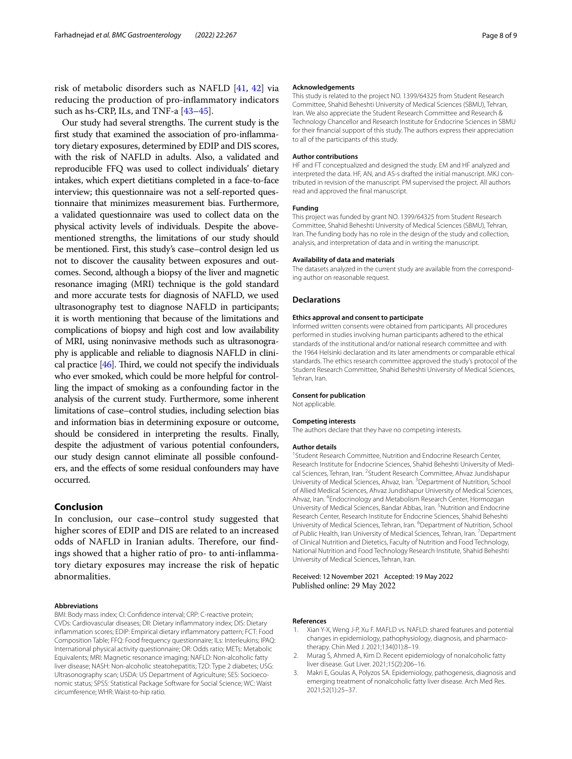risk of metabolic disorders such as NAFLD [41, 42] via reducing the production of pro-inflammatory indicators such as hs-CRP, ILs, and TNF-a [43–45].

Our study had several strengths. The current study is the first study that examined the association of pro-inflammatory dietary exposures, determined by EDIP and DIS scores, with the risk of NAFLD in adults. Also, a validated and reproducible FFQ was used to collect individuals' dietary intakes, which expert dietitians completed in a face-to-face interview; this questionnaire was not a self-reported questionnaire that minimizes measurement bias. Furthermore, a validated questionnaire was used to collect data on the physical activity levels of individuals. Despite the above-mentioned strengths, the limitations of our study should be mentioned. First, this study's case–control design led us not to discover the causality between exposures and outcomes. Second, although a biopsy of the liver and magnetic resonance imaging (MRI) technique is the gold standard and more accurate tests for diagnosis of NAFLD, we used ultrasonography test to diagnose NAFLD in participants; it is worth mentioning that because of the limitations and complications of biopsy and high cost and low availability of MRI, using noninvasive methods such as ultrasonography is applicable and reliable to diagnosis NAFLD in clinical practice [46]. Third, we could not specify the individuals who ever smoked, which could be more helpful for controlling the impact of smoking as a confounding factor in the analysis of the current study. Furthermore, some inherent limitations of case–control studies, including selection bias and information bias in determining exposure or outcome, should be considered in interpreting the results. Finally, despite the adjustment of various potential confounders, our study design cannot eliminate all possible confounders, and the effects of some residual confounders may have occurred.

## Conclusion

In conclusion, our case–control study suggested that higher scores of EDIP and DIS are related to an increased odds of NAFLD in Iranian adults. Therefore, our findings showed that a higher ratio of pro- to anti-inflammatory dietary exposures may increase the risk of hepatic abnormalities.

#### Abbreviations

BMI: Body mass index; CI: Confidence interval; CRP: C-reactive protein; CVDs: Cardiovascular diseases; DII: Dietary inflammatory index; DIS: Dietary inflammation scores; EDIP: Empirical dietary inflammatory pattern; FCT: Food Composition Table; FFQ: Food frequency questionnaire; ILs: Interleukins; IPAQ: International physical activity questionnaire; OR: Odds ratio; METs: Metabolic Equivalents; MRI: Magnetic resonance imaging; NAFLD: Non-alcoholic fatty liver disease; NASH: Non-alcoholic steatohepatitis; T2D: Type 2 diabetes; USG: Ultrasonography scan; USDA: US Department of Agriculture; SES: Socioeconomic status; SPSS: Statistical Package Software for Social Science; WC: Waist circumference; WHR: Waist-to-hip ratio.

#### Acknowledgements

This study is related to the project NO. 1399/64325 from Student Research Committee, Shahid Beheshti University of Medical Sciences (SBMU), Tehran, Iran. We also appreciate the Student Research Committee and Research & Technology Chancellor and Research Institute for Endocrine Sciences in SBMU for their financial support of this study. The authors express their appreciation to all of the participants of this study.

#### Author contributions

HF and FT conceptualized and designed the study. EM and HF analyzed and interpreted the data. HF, AN, and AS-s drafted the initial manuscript. MKJ contributed in revision of the manuscript. PM supervised the project. All authors read and approved the final manuscript.

#### Funding

This project was funded by grant NO. 1399/64325 from Student Research Committee, Shahid Beheshti University of Medical Sciences (SBMU), Tehran, Iran. The funding body has no role in the design of the study and collection, analysis, and interpretation of data and in writing the manuscript.

#### Availability of data and materials

The datasets analyzed in the current study are available from the corresponding author on reasonable request.

## Declarations

#### Ethics approval and consent to participate

Informed written consents were obtained from participants. All procedures performed in studies involving human participants adhered to the ethical standards of the institutional and/or national research committee and with the 1964 Helsinki declaration and its later amendments or comparable ethical standards. The ethics research committee approved the study's protocol of the Student Research Committee, Shahid Beheshti University of Medical Sciences, Tehran, Iran.

#### Consent for publication

Not applicable.

#### Competing interests

The authors declare that they have no competing interests.

#### Author details

[1]Student Research Committee, Nutrition and Endocrine Research Center, Research Institute for Endocrine Sciences, Shahid Beheshti University of Medical Sciences, Tehran, Iran. [2]Student Research Committee, Ahvaz Jundishapur University of Medical Sciences, Ahvaz, Iran. [3]Department of Nutrition, School of Allied Medical Sciences, Ahvaz Jundishapur University of Medical Sciences, Ahvaz, Iran. [4]Endocrinology and Metabolism Research Center, Hormozgan University of Medical Sciences, Bandar Abbas, Iran. [5]Nutrition and Endocrine Research Center, Research Institute for Endocrine Sciences, Shahid Beheshti University of Medical Sciences, Tehran, Iran. [6]Department of Nutrition, School of Public Health, Iran University of Medical Sciences, Tehran, Iran. [7]Department of Clinical Nutrition and Dietetics, Faculty of Nutrition and Food Technology, National Nutrition and Food Technology Research Institute, Shahid Beheshti University of Medical Sciences, Tehran, Iran.

Received: 12 November 2021 Accepted: 19 May 2022
Published online: 29 May 2022

#### References

1. Xian Y-X, Weng J-P, Xu F. MAFLD vs. NAFLD: shared features and potential changes in epidemiology, pathophysiology, diagnosis, and pharmacotherapy. Chin Med J. 2021;134(01):8–19.
2. Murag S, Ahmed A, Kim D. Recent epidemiology of nonalcoholic fatty liver disease. Gut Liver. 2021;15(2):206–16.
3. Makri E, Goulas A, Polyzos SA. Epidemiology, pathogenesis, diagnosis and emerging treatment of nonalcoholic fatty liver disease. Arch Med Res. 2021;52(1):25–37.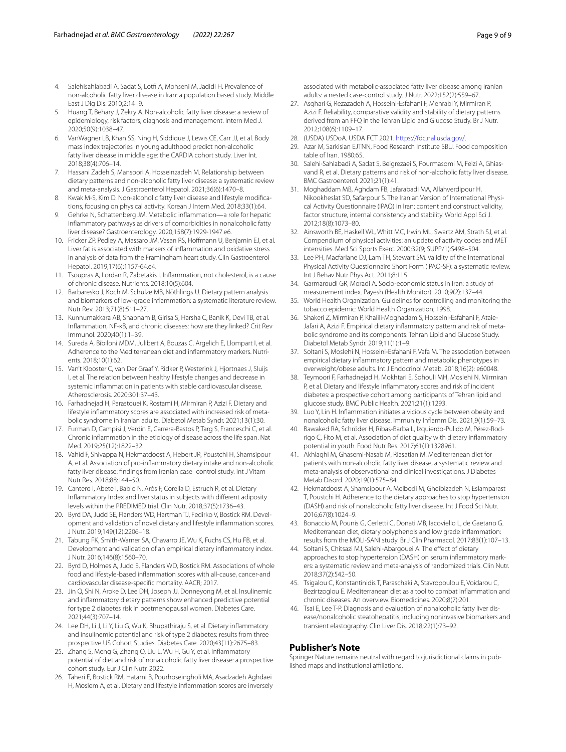4. Salehisahlabadi A, Sadat S, Lotfi A, Mohseni M, Jadidi H. Prevalence of non-alcoholic fatty liver disease in Iran: a population based study. Middle East J Dig Dis. 2010;2:14–9.
5. Huang T, Behary J, Zekry A. Non-alcoholic fatty liver disease: a review of epidemiology, risk factors, diagnosis and management. Intern Med J. 2020;50(9):1038–47.
6. VanWagner LB, Khan SS, Ning H, Siddique J, Lewis CE, Carr JJ, et al. Body mass index trajectories in young adulthood predict non-alcoholic fatty liver disease in middle age: the CARDIA cohort study. Liver Int. 2018;38(4):706–14.
7. Hassani Zadeh S, Mansoori A, Hosseinzadeh M. Relationship between dietary patterns and non-alcoholic fatty liver disease: a systematic review and meta-analysis. J Gastroenterol Hepatol. 2021;36(6):1470–8.
8. Kwak M-S, Kim D. Non-alcoholic fatty liver disease and lifestyle modifications, focusing on physical activity. Korean J Intern Med. 2018;33(1):64.
9. Gehrke N, Schattenberg JM. Metabolic inflammation—a role for hepatic inflammatory pathways as drivers of comorbidities in nonalcoholic fatty liver disease? Gastroenterology. 2020;158(7):1929-1947.e6.
10. Fricker ZP, Pedley A, Massaro JM, Vasan RS, Hoffmann U, Benjamin EJ, et al. Liver fat is associated with markers of inflammation and oxidative stress in analysis of data from the Framingham heart study. Clin Gastroenterol Hepatol. 2019;17(6):1157-64.e4.
11. Tsoupras A, Lordan R, Zabetakis I. Inflammation, not cholesterol, is a cause of chronic disease. Nutrients. 2018;10(5):604.
12. Barbaresko J, Koch M, Schulze MB, Nöthlings U. Dietary pattern analysis and biomarkers of low-grade inflammation: a systematic literature review. Nutr Rev. 2013;71(8):511–27.
13. Kunnumakkara AB, Shabnam B, Girisa S, Harsha C, Banik K, Devi TB, et al. Inflammation, NF-κB, and chronic diseases: how are they linked? Crit Rev Immunol. 2020;40(1):1–39.
14. Sureda A, Bibiloni MDM, Julibert A, Bouzas C, Argelich E, Llompart I, et al. Adherence to the Mediterranean diet and inflammatory markers. Nutrients. 2018;10(1):62.
15. Van't Klooster C, van Der Graaf Y, Ridker P, Westerink J, Hjortnaes J, Sluijs I, et al. The relation between healthy lifestyle changes and decrease in systemic inflammation in patients with stable cardiovascular disease. Atherosclerosis. 2020;301:37–43.
16. Farhadnejad H, Parastouei K, Rostami H, Mirmiran P, Azizi F. Dietary and lifestyle inflammatory scores are associated with increased risk of metabolic syndrome in Iranian adults. Diabetol Metab Syndr. 2021;13(1):30.
17. Furman D, Campisi J, Verdin E, Carrera-Bastos P, Targ S, Franceschi C, et al. Chronic inflammation in the etiology of disease across the life span. Nat Med. 2019;25(12):1822–32.
18. Vahid F, Shivappa N, Hekmatdoost A, Hebert JR, Poustchi H, Shamsipour A, et al. Association of pro-inflammatory dietary intake and non-alcoholic fatty liver disease: findings from Iranian case–control study. Int J Vitam Nutr Res. 2018;88:144–50.
19. Cantero I, Abete I, Babio N, Arós F, Corella D, Estruch R, et al. Dietary Inflammatory Index and liver status in subjects with different adiposity levels within the PREDIMED trial. Clin Nutr. 2018;37(5):1736–43.
20. Byrd DA, Judd SE, Flanders WD, Hartman TJ, Fedirko V, Bostick RM. Development and validation of novel dietary and lifestyle inflammation scores. J Nutr. 2019;149(12):2206–18.
21. Tabung FK, Smith-Warner SA, Chavarro JE, Wu K, Fuchs CS, Hu FB, et al. Development and validation of an empirical dietary inflammatory index. J Nutr. 2016;146(8):1560–70.
22. Byrd D, Holmes A, Judd S, Flanders WD, Bostick RM. Associations of whole food and lifestyle-based inflammation scores with all-cause, cancer-and cardiovascular disease-specific mortality. AACR; 2017.
23. Jin Q, Shi N, Aroke D, Lee DH, Joseph JJ, Donneyong M, et al. Insulinemic and inflammatory dietary patterns show enhanced predictive potential for type 2 diabetes risk in postmenopausal women. Diabetes Care. 2021;44(3):707–14.
24. Lee DH, Li J, Li Y, Liu G, Wu K, Bhupathiraju S, et al. Dietary inflammatory and insulinemic potential and risk of type 2 diabetes: results from three prospective US Cohort Studies. Diabetes Care. 2020;43(11):2675–83.
25. Zhang S, Meng G, Zhang Q, Liu L, Wu H, Gu Y, et al. Inflammatory potential of diet and risk of nonalcoholic fatty liver disease: a prospective cohort study. Eur J Clin Nutr. 2022.
26. Taheri E, Bostick RM, Hatami B, Pourhoseingholi MA, Asadzadeh Aghdaei H, Moslem A, et al. Dietary and lifestyle inflammation scores are inversely associated with metabolic-associated fatty liver disease among Iranian adults: a nested case-control study. J Nutr. 2022;152(2):559–67.
27. Asghari G, Rezazadeh A, Hosseini-Esfahani F, Mehrabi Y, Mirmiran P, Azizi F. Reliability, comparative validity and stability of dietary patterns derived from an FFQ in the Tehran Lipid and Glucose Study. Br J Nutr. 2012;108(6):1109–17.
28. (USDA) USDoA. USDA FCT 2021. https://fdc.nal.usda.gov/.
29. Azar M, Sarkisian EJTNN, Food Research Institute SBU. Food composition table of Iran. 1980;65.
30. Salehi-Sahlabadi A, Sadat S, Beigrezaei S, Pourmasomi M, Feizi A, Ghiasvand R, et al. Dietary patterns and risk of non-alcoholic fatty liver disease. BMC Gastroenterol. 2021;21(1):41.
31. Moghaddam MB, Aghdam FB, Jafarabadi MA, Allahverdipour H, Nikookheslat SD, Safarpour S. The Iranian Version of International Physical Activity Questionnaire (IPAQ) in Iran: content and construct validity, factor structure, internal consistency and stability. World Appl Sci J. 2012;18(8):1073–80.
32. Ainsworth BE, Haskell WL, Whitt MC, Irwin ML, Swartz AM, Strath SJ, et al. Compendium of physical activities: an update of activity codes and MET intensities. Med Sci Sports Exerc. 2000;32(9; SUPP/1):S498–504.
33. Lee PH, Macfarlane DJ, Lam TH, Stewart SM. Validity of the International Physical Activity Questionnaire Short Form (IPAQ-SF): a systematic review. Int J Behav Nutr Phys Act. 2011;8:115.
34. Garmaroudi GR, Moradi A. Socio-economic status in Iran: a study of measurement index. Payesh (Health Monitor). 2010;9(2):137–44.
35. World Health Organization. Guidelines for controlling and monitoring the tobacco epidemic: World Health Organization; 1998.
36. Shakeri Z, Mirmiran P, Khalili-Moghadam S, Hosseini-Esfahani F, Ataie-Jafari A, Azizi F. Empirical dietary inflammatory pattern and risk of metabolic syndrome and its components: Tehran Lipid and Glucose Study. Diabetol Metab Syndr. 2019;11(1):1–9.
37. Soltani S, Moslehi N, Hosseini-Esfahani F, Vafa M. The association between empirical dietary inflammatory pattern and metabolic phenotypes in overweight/obese adults. Int J Endocrinol Metab. 2018;16(2): e60048.
38. Teymoori F, Farhadnejad H, Mokhtari E, Sohouli MH, Moslehi N, Mirmiran P, et al. Dietary and lifestyle inflammatory scores and risk of incident diabetes: a prospective cohort among participants of Tehran lipid and glucose study. BMC Public Health. 2021;21(1):1293.
39. Luo Y, Lin H. Inflammation initiates a vicious cycle between obesity and nonalcoholic fatty liver disease. Immunity Inflamm Dis. 2021;9(1):59–73.
40. Bawaked RA, Schröder H, Ribas-Barba L, Izquierdo-Pulido M, Pérez-Rodrigo C, Fíto M, et al. Association of diet quality with dietary inflammatory potential in youth. Food Nutr Res. 2017;61(1):1328961.
41. Akhlaghi M, Ghasemi-Nasab M, Riasatian M. Mediterranean diet for patients with non-alcoholic fatty liver disease, a systematic review and meta-analysis of observational and clinical investigations. J Diabetes Metab Disord. 2020;19(1):575–84.
42. Hekmatdoost A, Shamsipour A, Meibodi M, Gheibizadeh N, Eslamparast T, Poustchi H. Adherence to the dietary approaches to stop hypertension (DASH) and risk of nonalcoholic fatty liver disease. Int J Food Sci Nutr. 2016;67(8):1024–9.
43. Bonaccio M, Pounis G, Cerletti C, Donati MB, Iacoviello L, de Gaetano G. Mediterranean diet, dietary polyphenols and low grade inflammation: results from the MOLI-SANI study. Br J Clin Pharmacol. 2017;83(1):107–13.
44. Soltani S, Chitsazi MJ, Salehi-Abargouei A. The effect of dietary approaches to stop hypertension (DASH) on serum inflammatory markers: a systematic review and meta-analysis of randomized trials. Clin Nutr. 2018;37(2):542–50.
45. Tsigalou C, Konstantinidis T, Paraschaki A, Stavropoulou E, Voidarou C, Bezirtzoglou E. Mediterranean diet as a tool to combat inflammation and chronic diseases. An overview. Biomedicines. 2020;8(7):201.
46. Tsai E, Lee T-P. Diagnosis and evaluation of nonalcoholic fatty liver disease/nonalcoholic steatohepatitis, including noninvasive biomarkers and transient elastography. Clin Liver Dis. 2018;22(1):73–92.

## Publisher's Note

Springer Nature remains neutral with regard to jurisdictional claims in published maps and institutional affiliations.